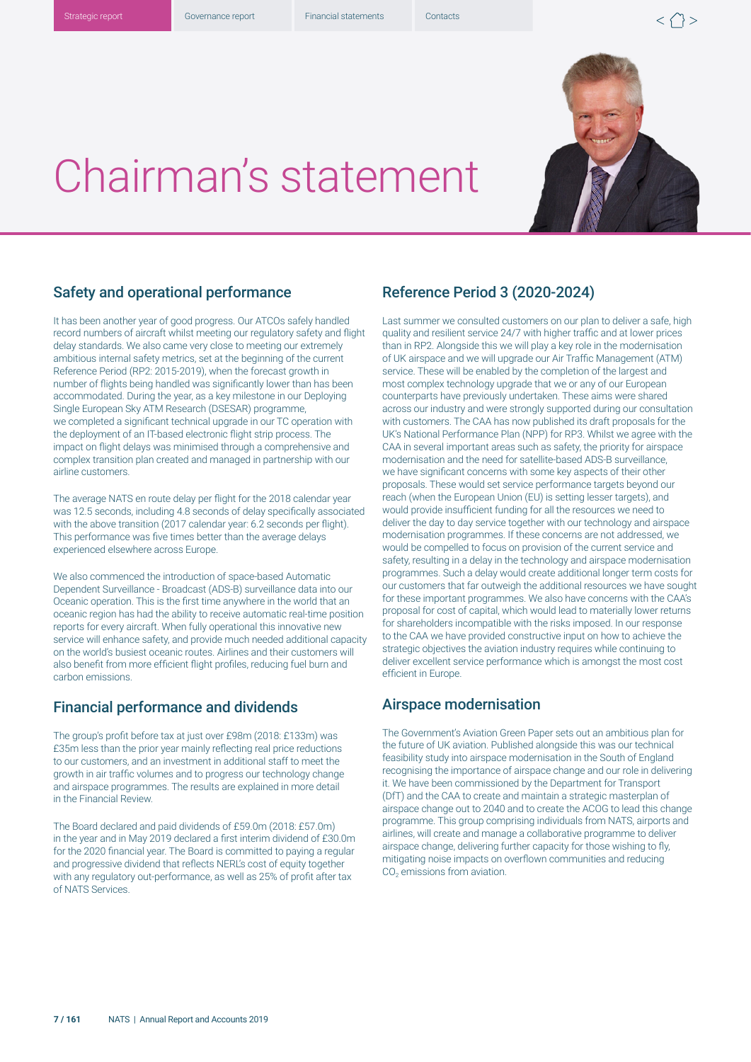# Chairman's statement

## Safety and operational performance

It has been another year of good progress. Our ATCOs safely handled record numbers of aircraft whilst meeting our regulatory safety and flight delay standards. We also came very close to meeting our extremely ambitious internal safety metrics, set at the beginning of the current Reference Period (RP2: 2015-2019), when the forecast growth in number of flights being handled was significantly lower than has been accommodated. During the year, as a key milestone in our Deploying Single European Sky ATM Research (DSESAR) programme, we completed a significant technical upgrade in our TC operation with the deployment of an IT-based electronic flight strip process. The impact on flight delays was minimised through a comprehensive and complex transition plan created and managed in partnership with our airline customers.

The average NATS en route delay per flight for the 2018 calendar year was 12.5 seconds, including 4.8 seconds of delay specifically associated with the above transition (2017 calendar year: 6.2 seconds per flight). This performance was five times better than the average delays experienced elsewhere across Europe.

We also commenced the introduction of space-based Automatic Dependent Surveillance - Broadcast (ADS-B) surveillance data into our Oceanic operation. This is the first time anywhere in the world that an oceanic region has had the ability to receive automatic real-time position reports for every aircraft. When fully operational this innovative new service will enhance safety, and provide much needed additional capacity on the world's busiest oceanic routes. Airlines and their customers will also benefit from more efficient flight profiles, reducing fuel burn and carbon emissions.

## Financial performance and dividends

The group's profit before tax at just over £98m (2018: £133m) was £35m less than the prior year mainly reflecting real price reductions to our customers, and an investment in additional staff to meet the growth in air traffic volumes and to progress our technology change and airspace programmes. The results are explained in more detail in the Financial Review.

The Board declared and paid dividends of £59.0m (2018: £57.0m) in the year and in May 2019 declared a first interim dividend of £30.0m for the 2020 financial year. The Board is committed to paying a regular and progressive dividend that reflects NERL's cost of equity together with any regulatory out-performance, as well as 25% of profit after tax of NATS Services.

## Reference Period 3 (2020-2024)

Last summer we consulted customers on our plan to deliver a safe, high quality and resilient service 24/7 with higher traffic and at lower prices than in RP2. Alongside this we will play a key role in the modernisation of UK airspace and we will upgrade our Air Traffic Management (ATM) service. These will be enabled by the completion of the largest and most complex technology upgrade that we or any of our European counterparts have previously undertaken. These aims were shared across our industry and were strongly supported during our consultation with customers. The CAA has now published its draft proposals for the UK's National Performance Plan (NPP) for RP3. Whilst we agree with the CAA in several important areas such as safety, the priority for airspace modernisation and the need for satellite-based ADS-B surveillance, we have significant concerns with some key aspects of their other proposals. These would set service performance targets beyond our reach (when the European Union (EU) is setting lesser targets), and would provide insufficient funding for all the resources we need to deliver the day to day service together with our technology and airspace modernisation programmes. If these concerns are not addressed, we would be compelled to focus on provision of the current service and safety, resulting in a delay in the technology and airspace modernisation programmes. Such a delay would create additional longer term costs for our customers that far outweigh the additional resources we have sought for these important programmes. We also have concerns with the CAA's proposal for cost of capital, which would lead to materially lower returns for shareholders incompatible with the risks imposed. In our response to the CAA we have provided constructive input on how to achieve the strategic objectives the aviation industry requires while continuing to deliver excellent service performance which is amongst the most cost efficient in Europe.

## Airspace modernisation

The Government's Aviation Green Paper sets out an ambitious plan for the future of UK aviation. Published alongside this was our technical feasibility study into airspace modernisation in the South of England recognising the importance of airspace change and our role in delivering it. We have been commissioned by the Department for Transport (DfT) and the CAA to create and maintain a strategic masterplan of airspace change out to 2040 and to create the ACOG to lead this change programme. This group comprising individuals from NATS, airports and airlines, will create and manage a collaborative programme to deliver airspace change, delivering further capacity for those wishing to fly, mitigating noise impacts on overflown communities and reducing $CO_2$ emissions from aviation.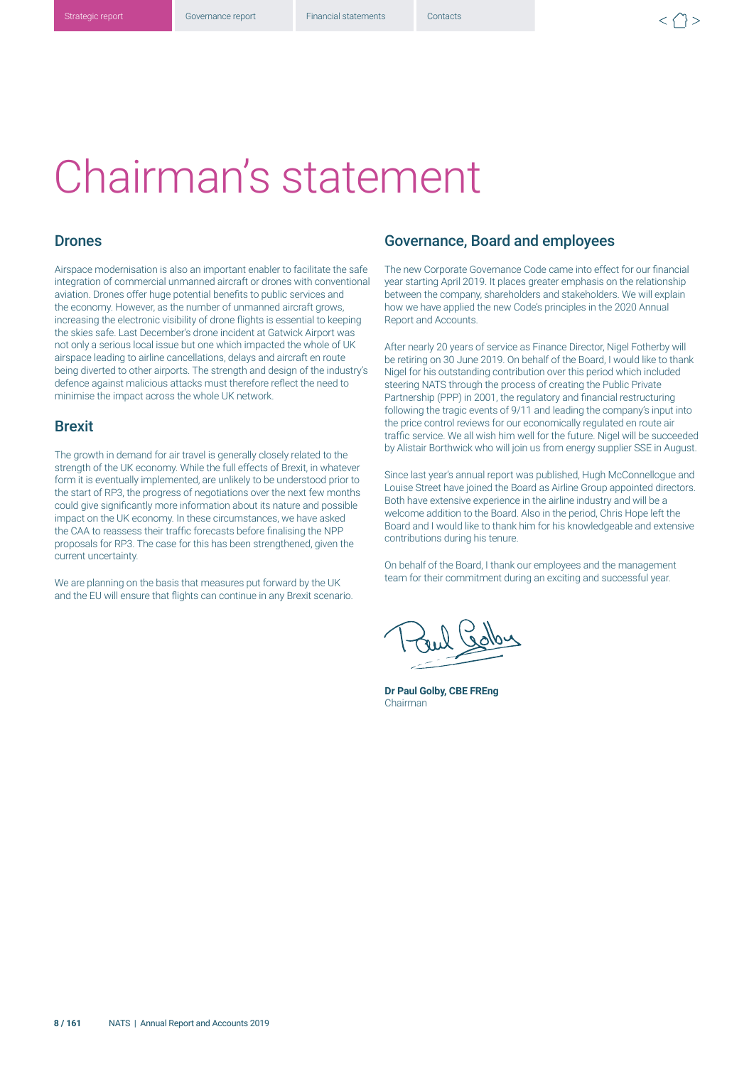# Chairman's statement

## Drones

Airspace modernisation is also an important enabler to facilitate the safe integration of commercial unmanned aircraft or drones with conventional aviation. Drones offer huge potential benefits to public services and the economy. However, as the number of unmanned aircraft grows, increasing the electronic visibility of drone flights is essential to keeping the skies safe. Last December's drone incident at Gatwick Airport was not only a serious local issue but one which impacted the whole of UK airspace leading to airline cancellations, delays and aircraft en route being diverted to other airports. The strength and design of the industry's defence against malicious attacks must therefore reflect the need to minimise the impact across the whole UK network.

## Brexit

The growth in demand for air travel is generally closely related to the strength of the UK economy. While the full effects of Brexit, in whatever form it is eventually implemented, are unlikely to be understood prior to the start of RP3, the progress of negotiations over the next few months could give significantly more information about its nature and possible impact on the UK economy. In these circumstances, we have asked the CAA to reassess their traffic forecasts before finalising the NPP proposals for RP3. The case for this has been strengthened, given the current uncertainty.

We are planning on the basis that measures put forward by the UK and the EU will ensure that flights can continue in any Brexit scenario.

## Governance, Board and employees

The new Corporate Governance Code came into effect for our financial year starting April 2019. It places greater emphasis on the relationship between the company, shareholders and stakeholders. We will explain how we have applied the new Code's principles in the 2020 Annual Report and Accounts.

After nearly 20 years of service as Finance Director, Nigel Fotherby will be retiring on 30 June 2019. On behalf of the Board, I would like to thank Nigel for his outstanding contribution over this period which included steering NATS through the process of creating the Public Private Partnership (PPP) in 2001, the regulatory and financial restructuring following the tragic events of 9/11 and leading the company's input into the price control reviews for our economically regulated en route air traffic service. We all wish him well for the future. Nigel will be succeeded by Alistair Borthwick who will join us from energy supplier SSE in August.

Since last year's annual report was published, Hugh McConnellogue and Louise Street have joined the Board as Airline Group appointed directors. Both have extensive experience in the airline industry and will be a welcome addition to the Board. Also in the period, Chris Hope left the Board and I would like to thank him for his knowledgeable and extensive contributions during his tenure.

On behalf of the Board, I thank our employees and the management team for their commitment during an exciting and successful year.

**Dr Paul Golby, CBE FREng**
Chairman